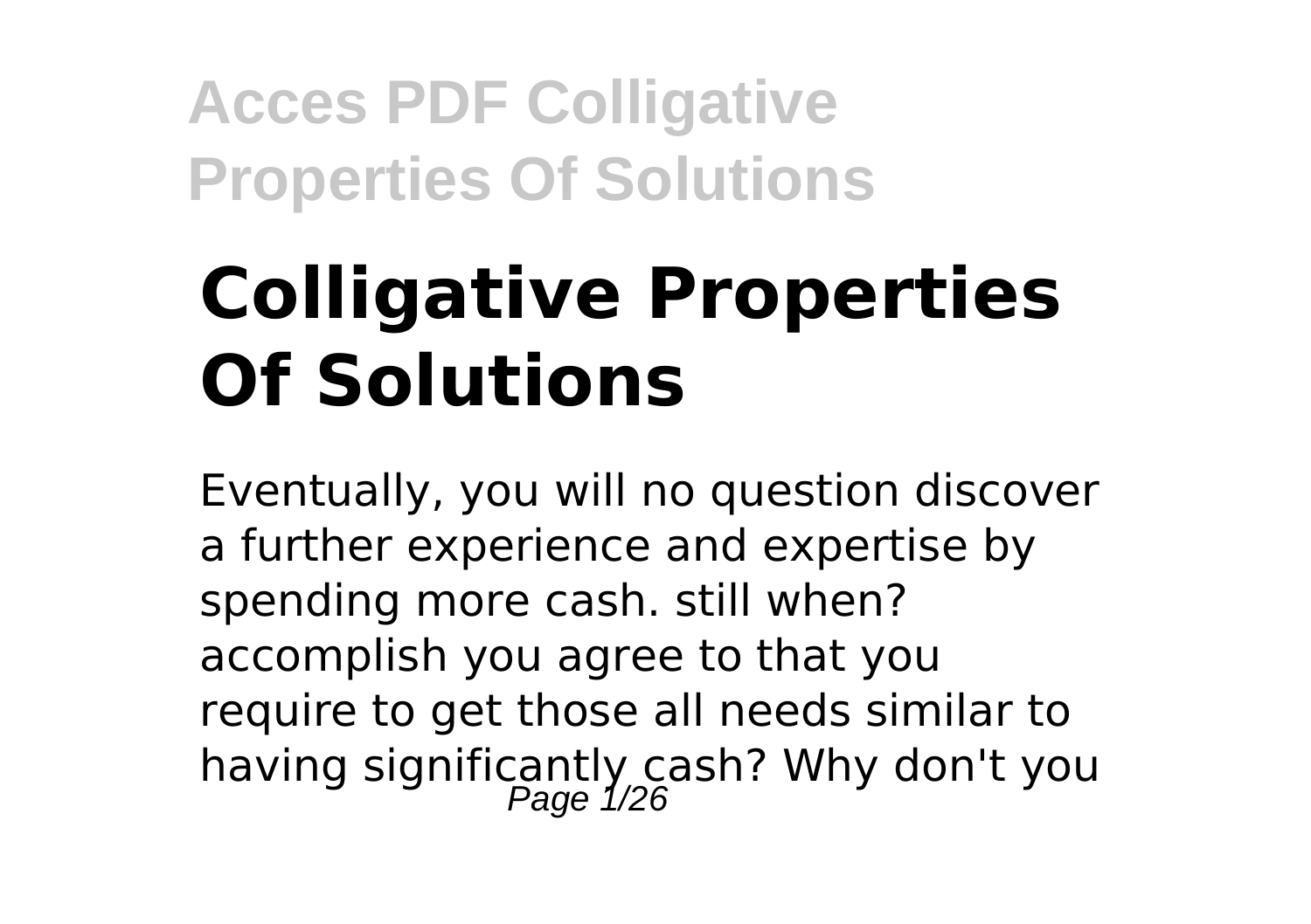# Colligative Properties Of Solutions

Eventually, you will no question discover a further experience and expertise by spending more cash. still when? accomplish you agree to that you require to get those all needs similar to having significantly cash? Why don't you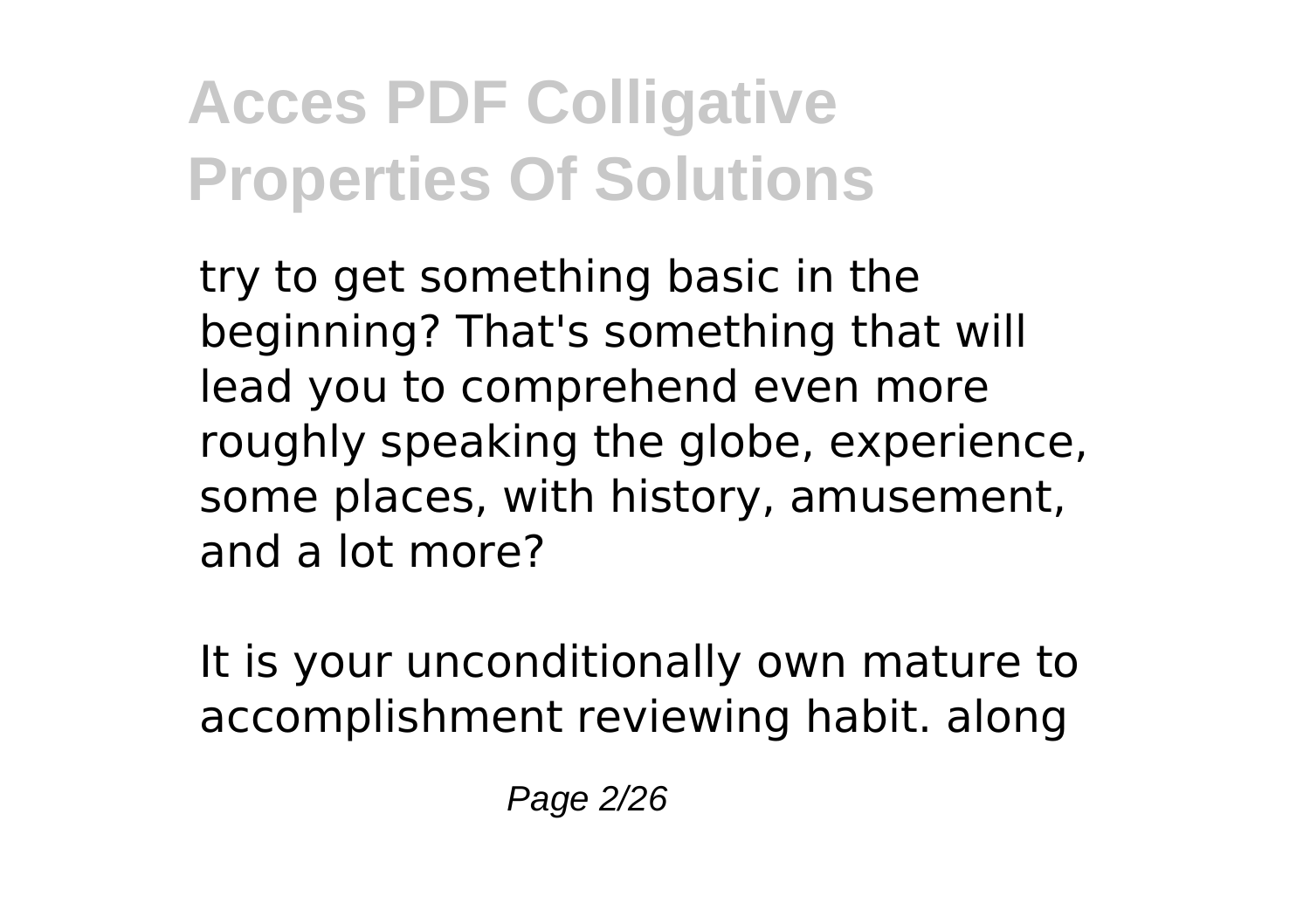try to get something basic in the beginning? That's something that will lead you to comprehend even more roughly speaking the globe, experience, some places, with history, amusement, and a lot more?

It is your unconditionally own mature to accomplishment reviewing habit. along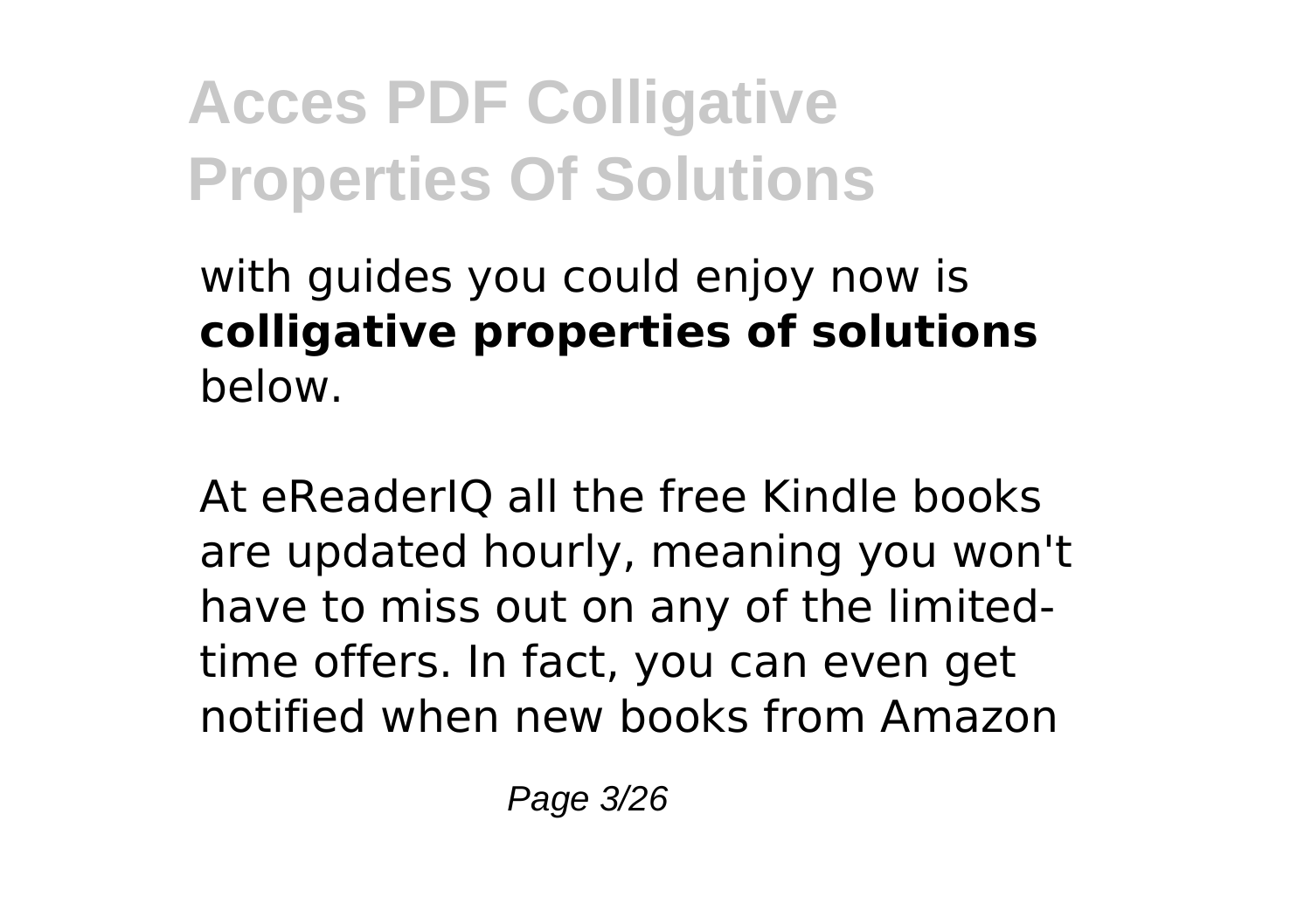with guides you could enjoy now is **colligative properties of solutions** below.

At eReaderIQ all the free Kindle books are updated hourly, meaning you won't have to miss out on any of the limited-time offers. In fact, you can even get notified when new books from Amazon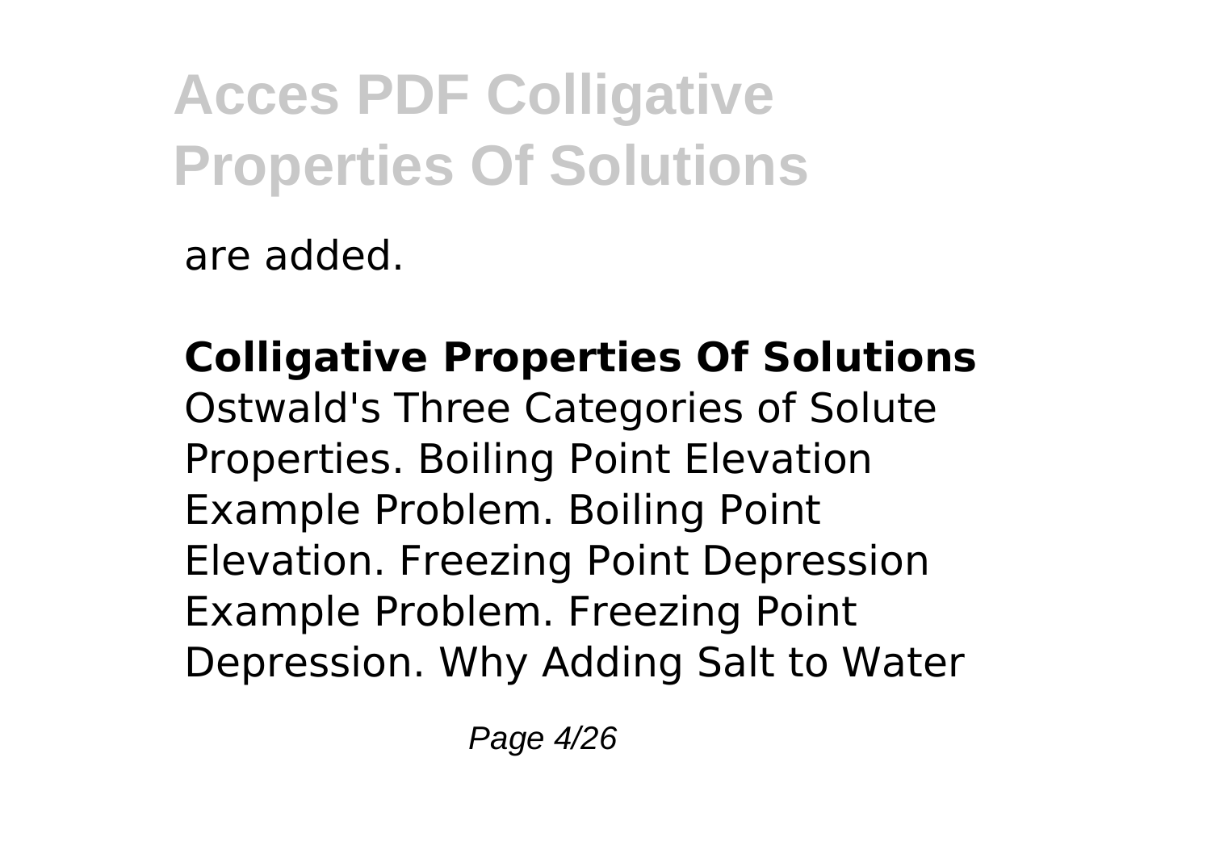are added.

**Colligative Properties Of Solutions**
Ostwald's Three Categories of Solute Properties. Boiling Point Elevation Example Problem. Boiling Point Elevation. Freezing Point Depression Example Problem. Freezing Point Depression. Why Adding Salt to Water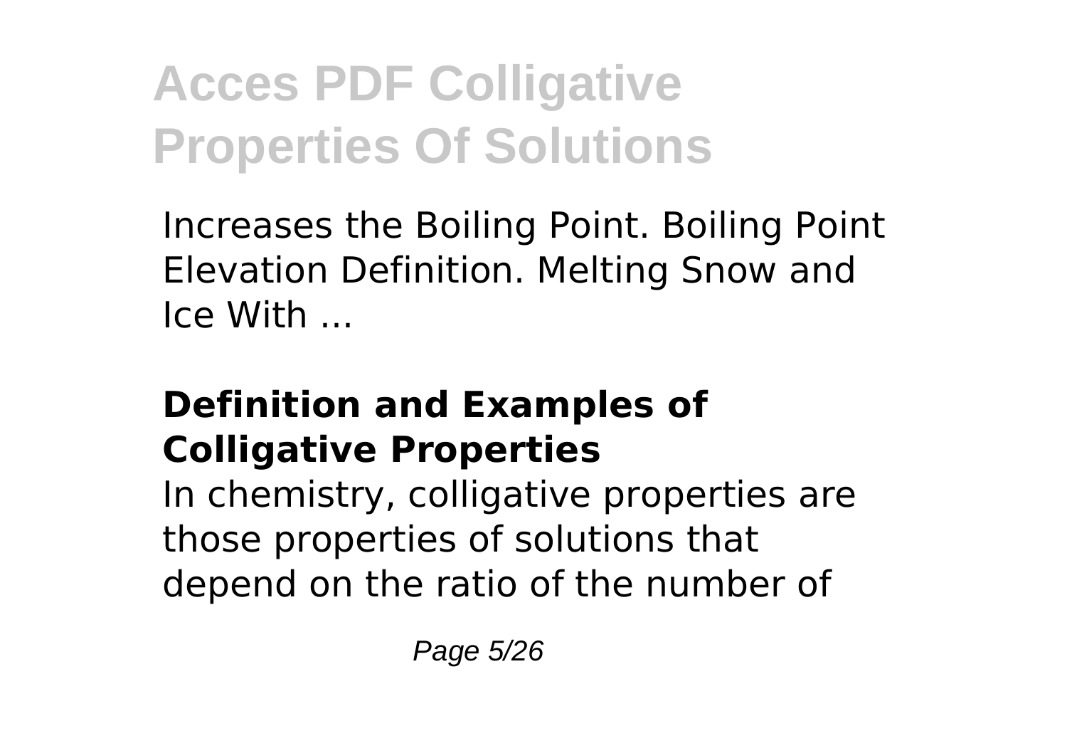Increases the Boiling Point. Boiling Point Elevation Definition. Melting Snow and Ice With ...

### Definition and Examples of Colligative Properties

In chemistry, colligative properties are those properties of solutions that depend on the ratio of the number of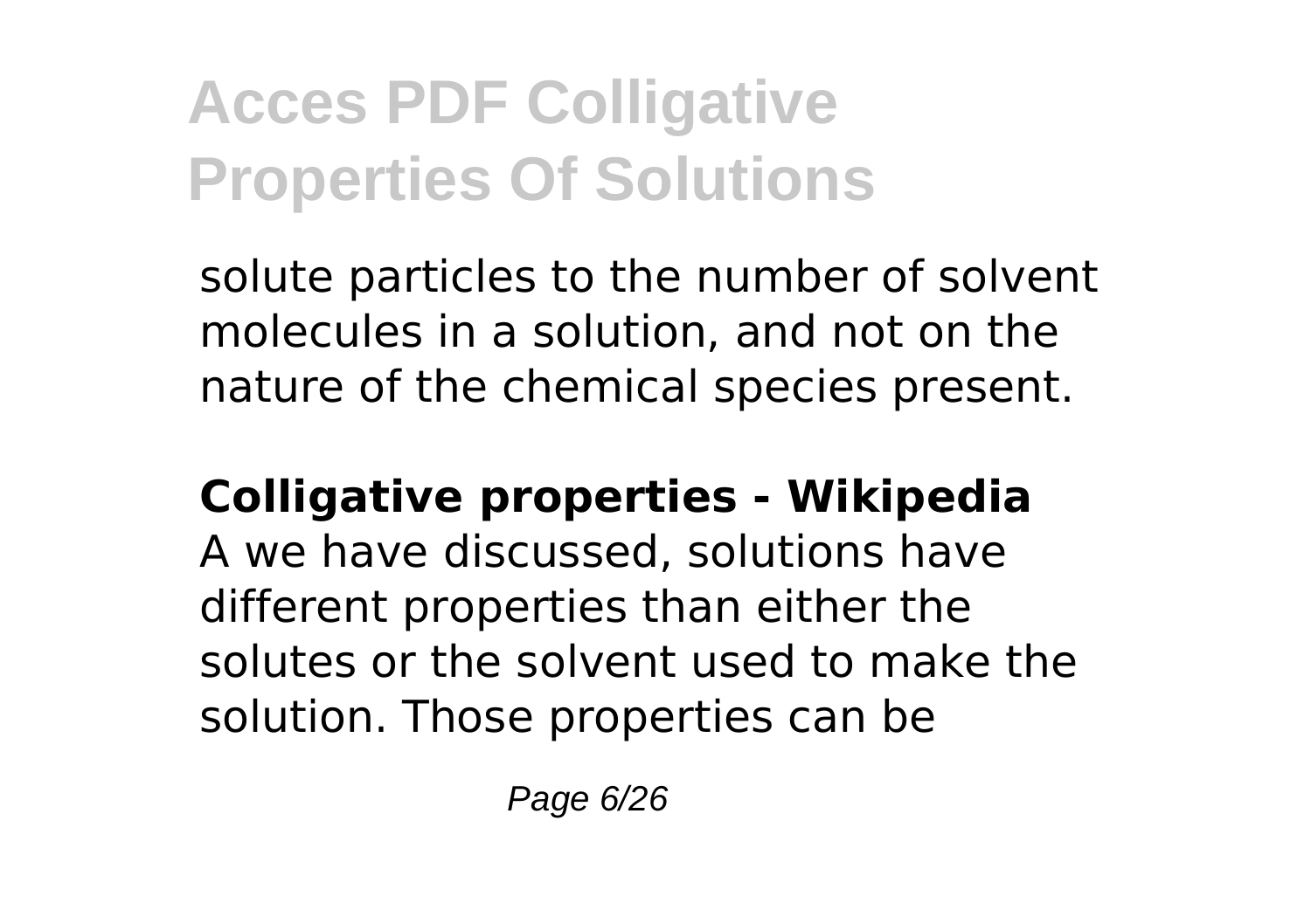solute particles to the number of solvent molecules in a solution, and not on the nature of the chemical species present.

**Colligative properties - Wikipedia**

A we have discussed, solutions have different properties than either the solutes or the solvent used to make the solution. Those properties can be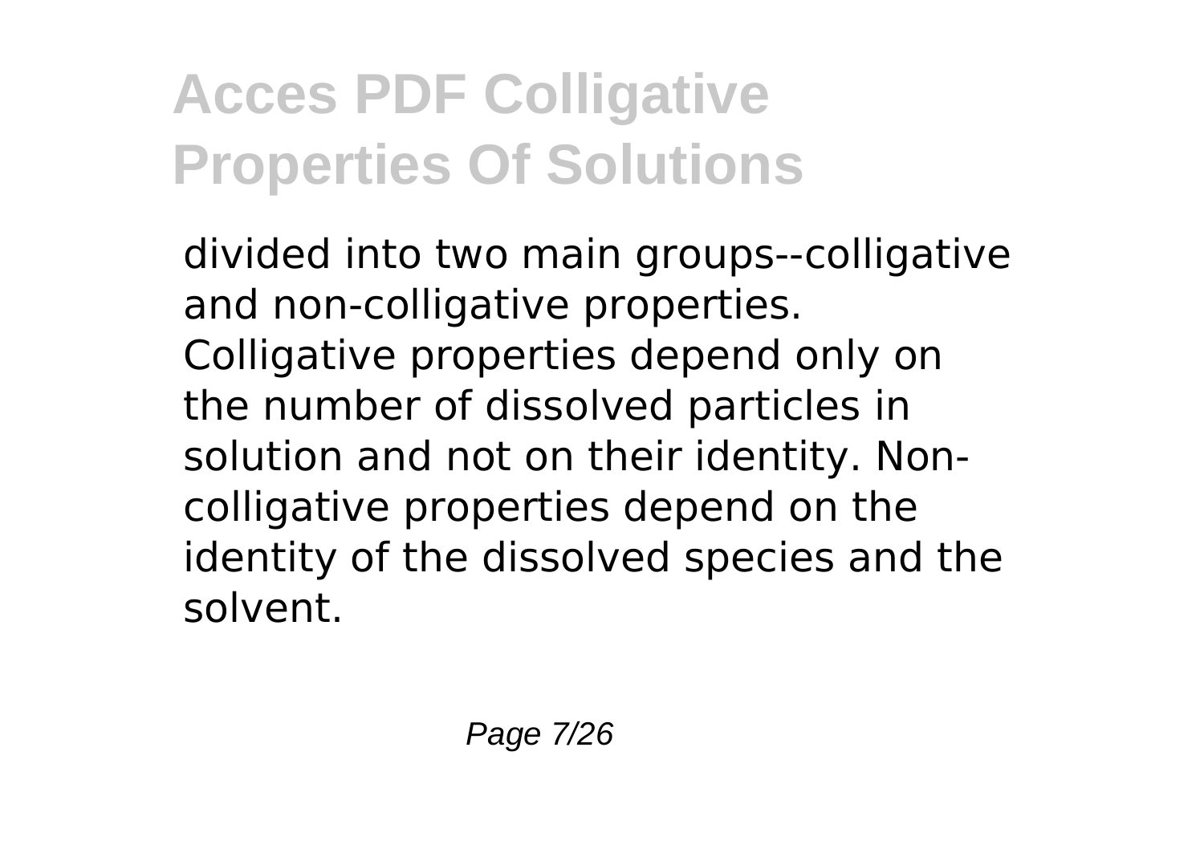divided into two main groups--colligative and non-colligative properties. Colligative properties depend only on the number of dissolved particles in solution and not on their identity. Non-colligative properties depend on the identity of the dissolved species and the solvent.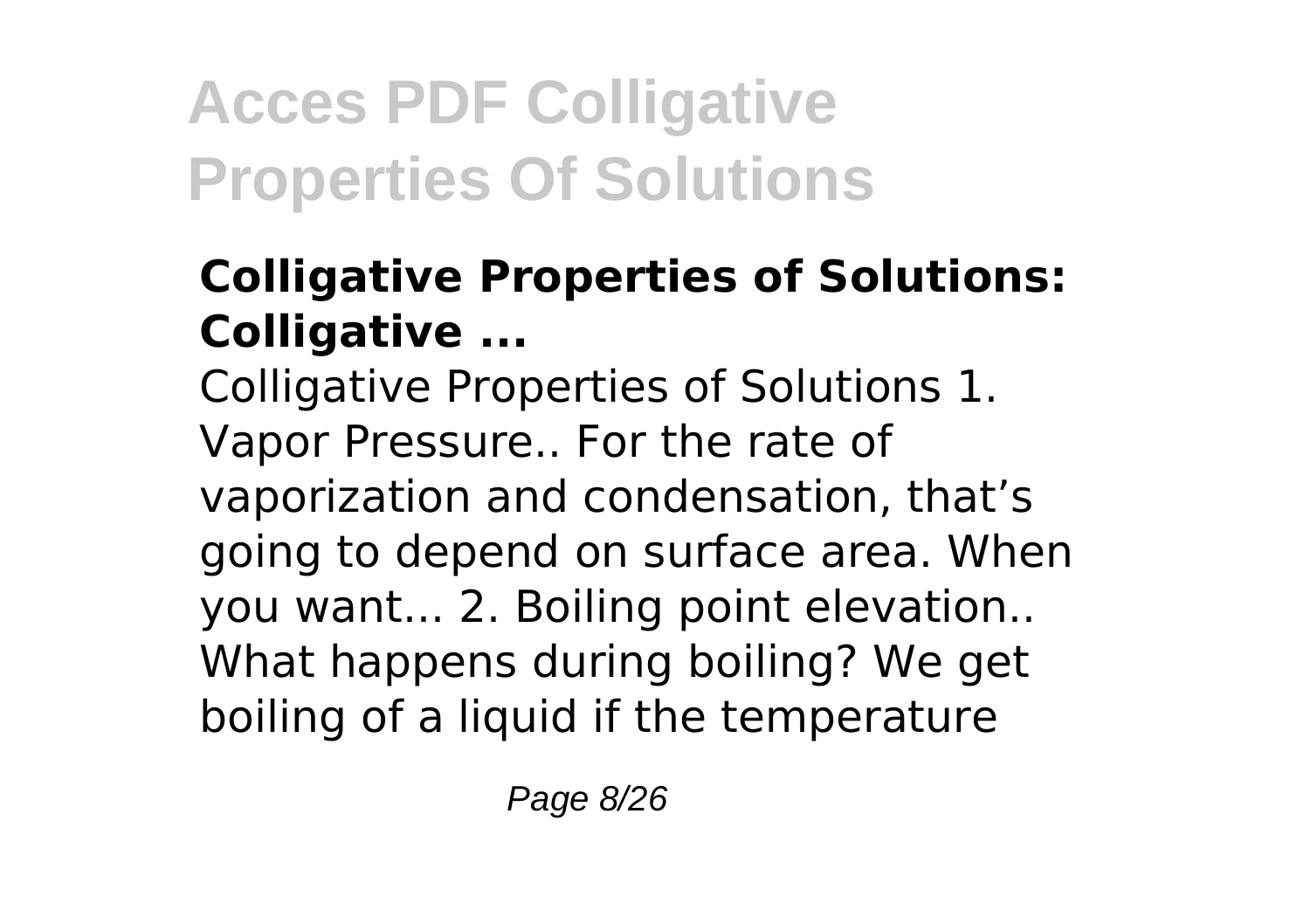## Colligative Properties of Solutions: Colligative ...

Colligative Properties of Solutions 1. Vapor Pressure.. For the rate of vaporization and condensation, that's going to depend on surface area. When you want... 2. Boiling point elevation.. What happens during boiling? We get boiling of a liquid if the temperature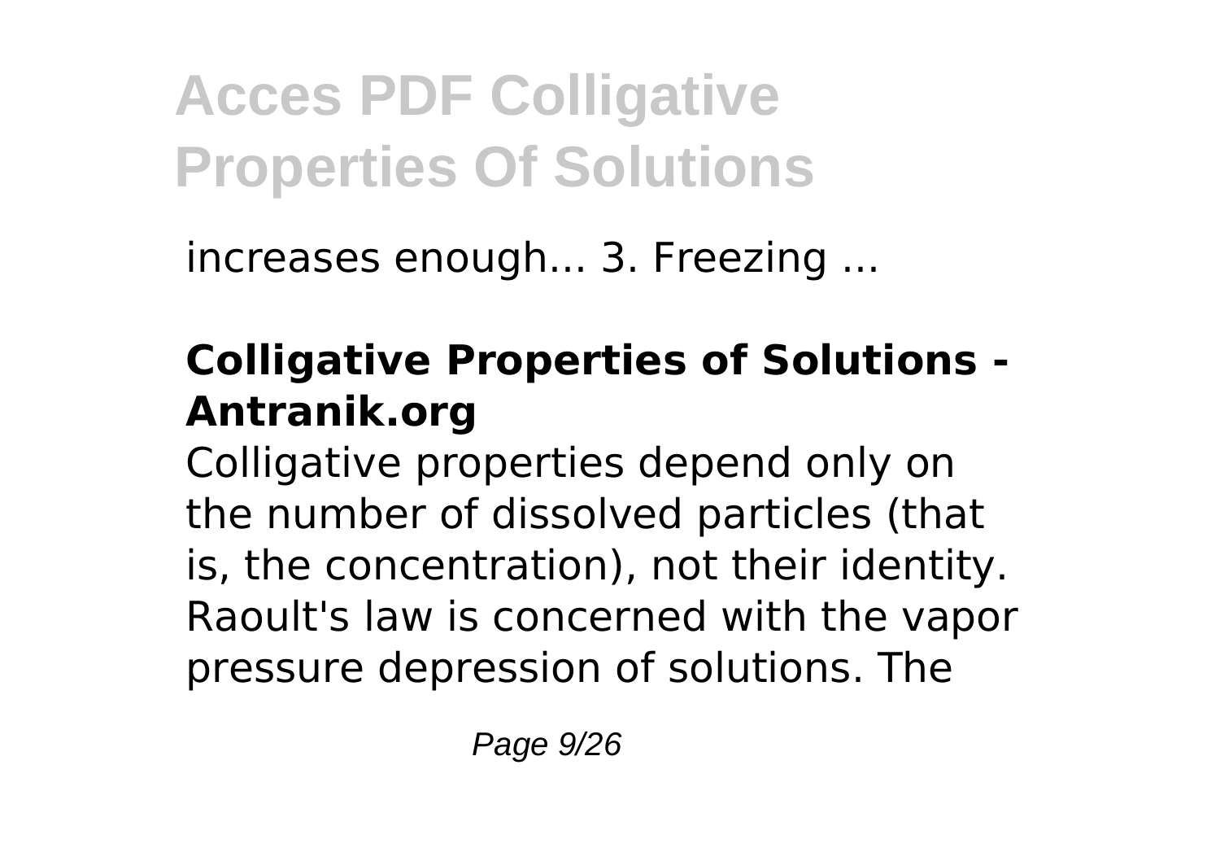increases enough... 3. Freezing ...

**Colligative Properties of Solutions - Antranik.org**

Colligative properties depend only on the number of dissolved particles (that is, the concentration), not their identity. Raoult's law is concerned with the vapor pressure depression of solutions. The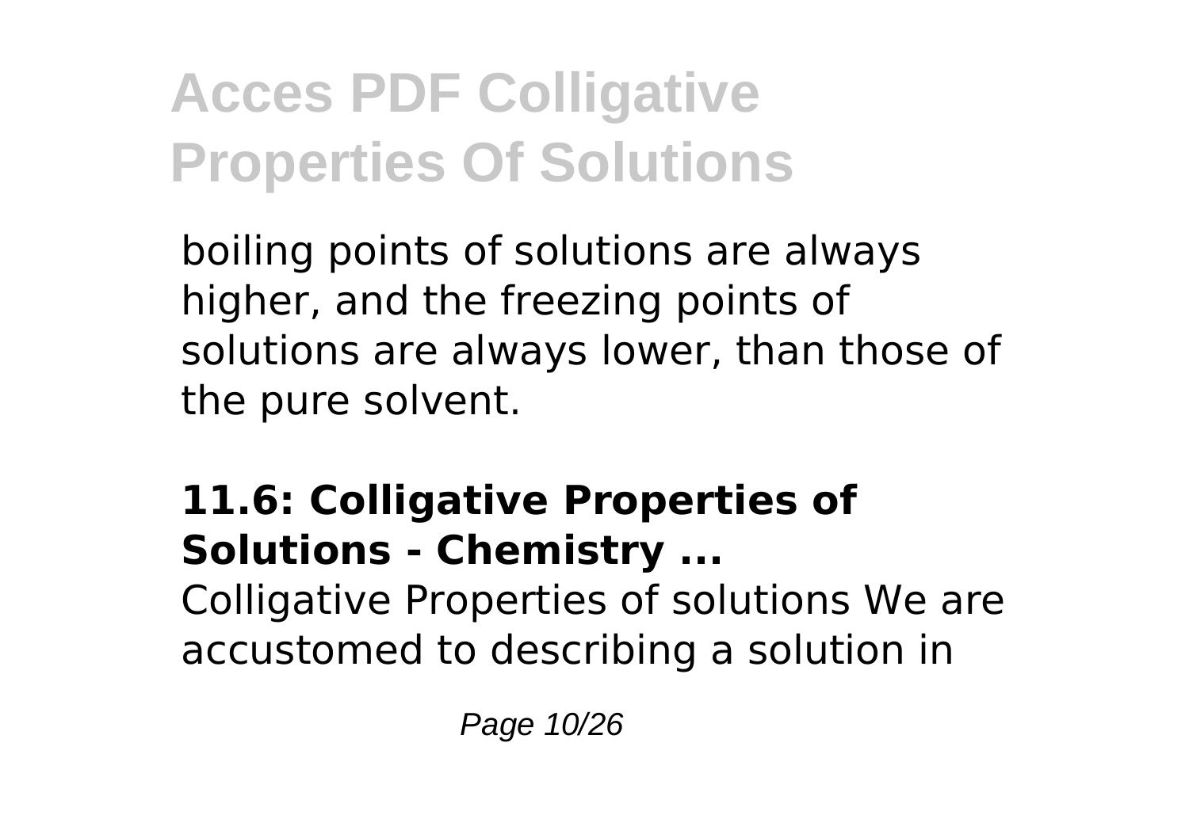boiling points of solutions are always higher, and the freezing points of solutions are always lower, than those of the pure solvent.

### 11.6: Colligative Properties of Solutions - Chemistry ...

Colligative Properties of solutions We are accustomed to describing a solution in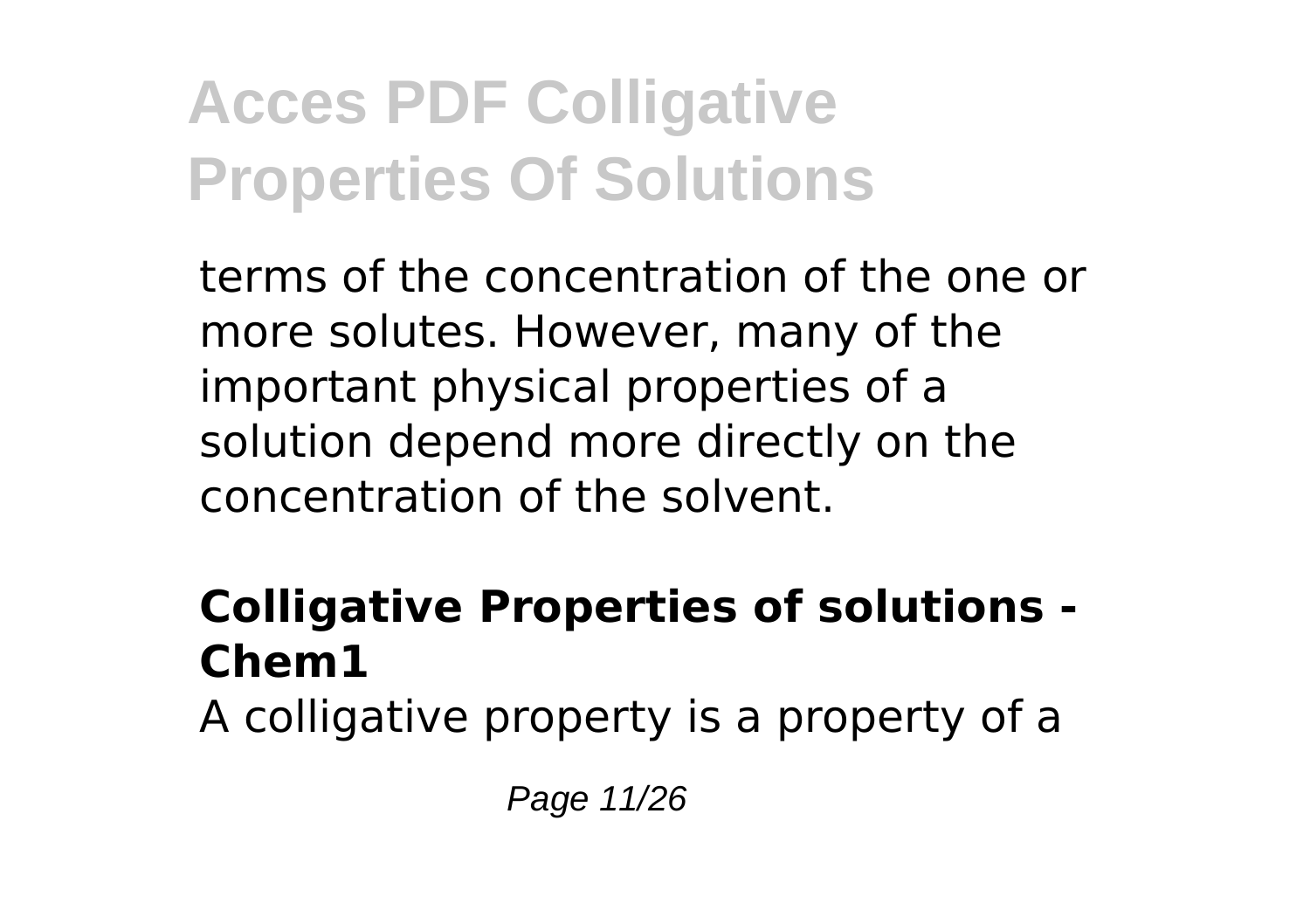terms of the concentration of the one or more solutes. However, many of the important physical properties of a solution depend more directly on the concentration of the solvent.

**Colligative Properties of solutions - Chem1**

A colligative property is a property of a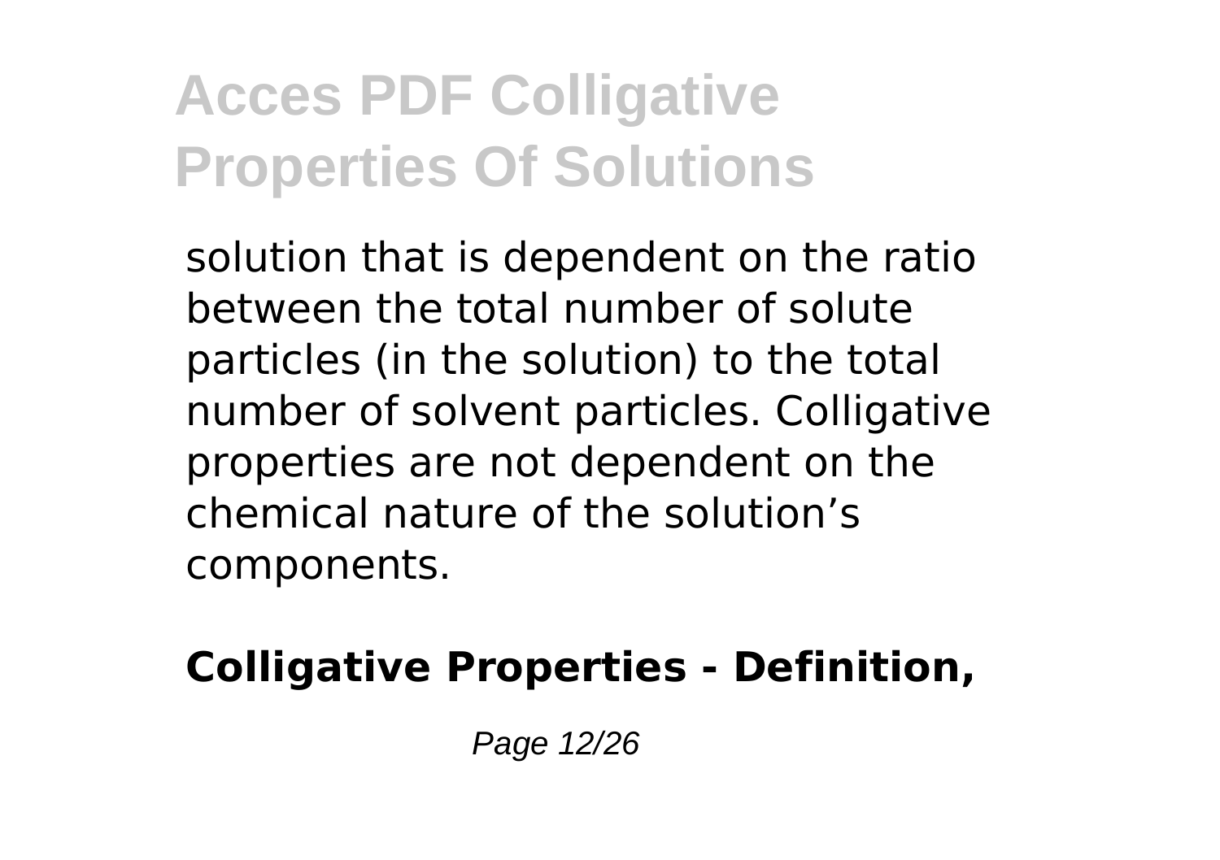solution that is dependent on the ratio between the total number of solute particles (in the solution) to the total number of solvent particles. Colligative properties are not dependent on the chemical nature of the solution's components.

**Colligative Properties - Definition,**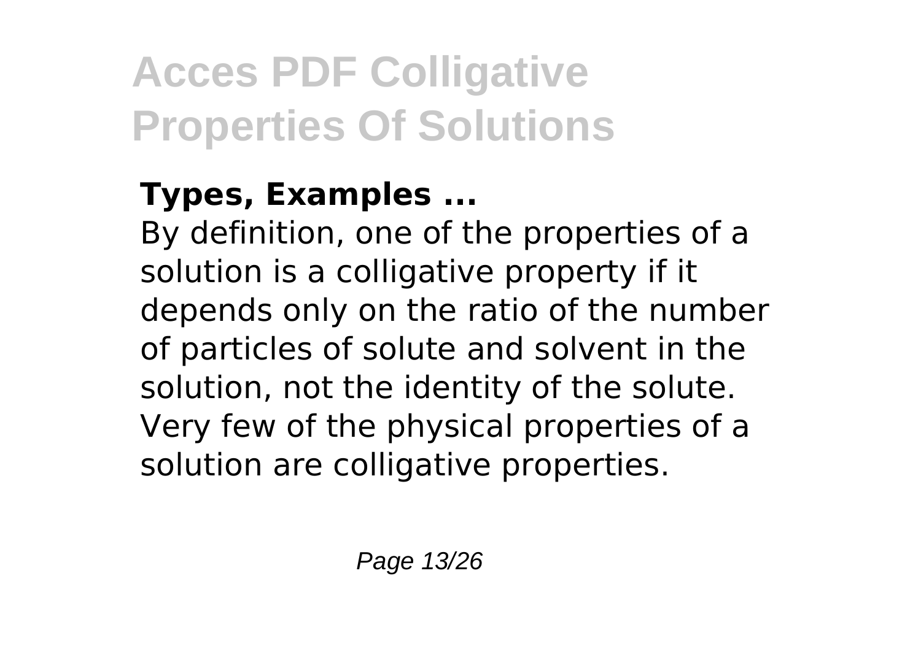**Types, Examples ...**

By definition, one of the properties of a solution is a colligative property if it depends only on the ratio of the number of particles of solute and solvent in the solution, not the identity of the solute. Very few of the physical properties of a solution are colligative properties.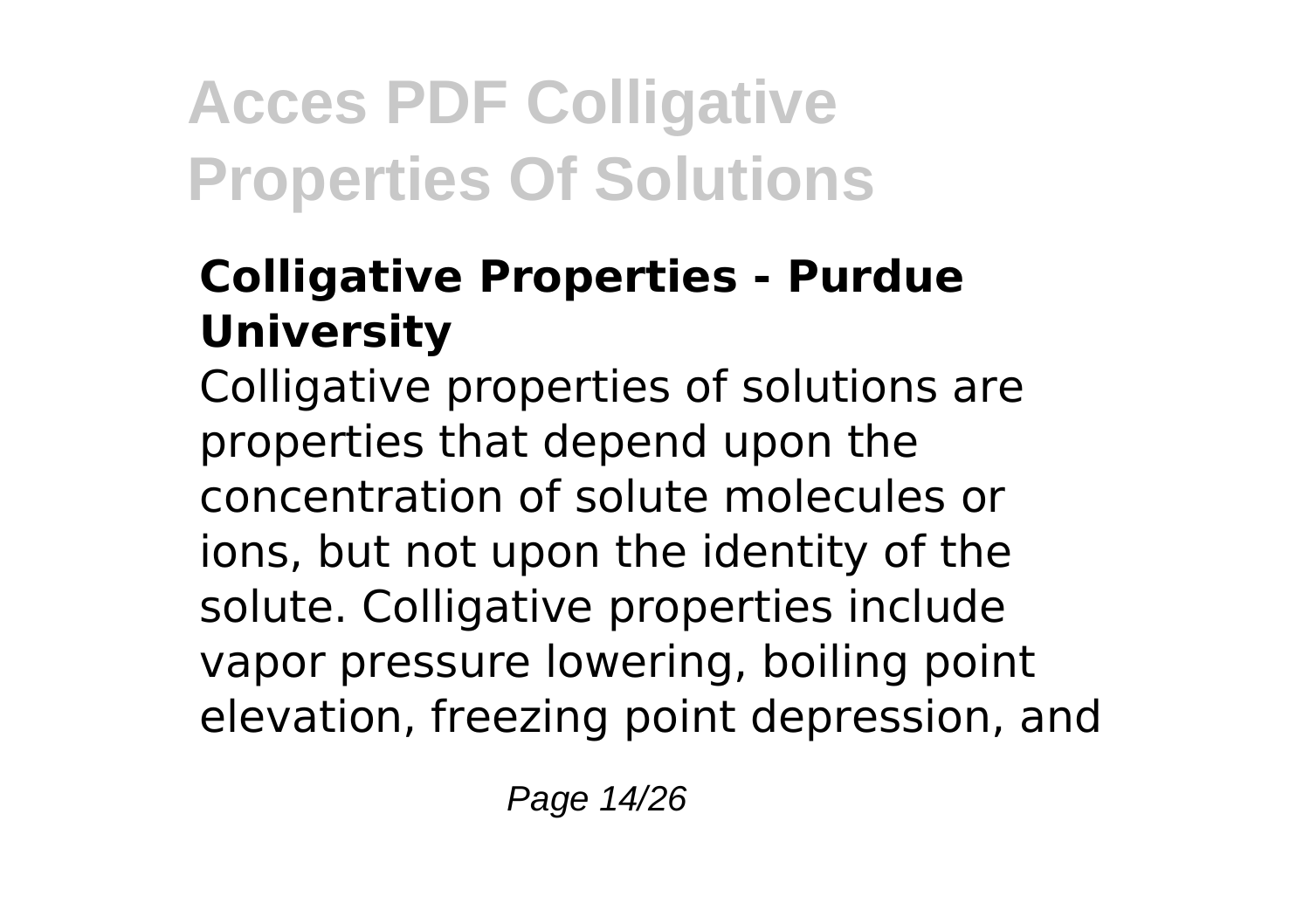# Acces PDF Colligative Properties Of Solutions

### Colligative Properties - Purdue University

Colligative properties of solutions are properties that depend upon the concentration of solute molecules or ions, but not upon the identity of the solute. Colligative properties include vapor pressure lowering, boiling point elevation, freezing point depression, and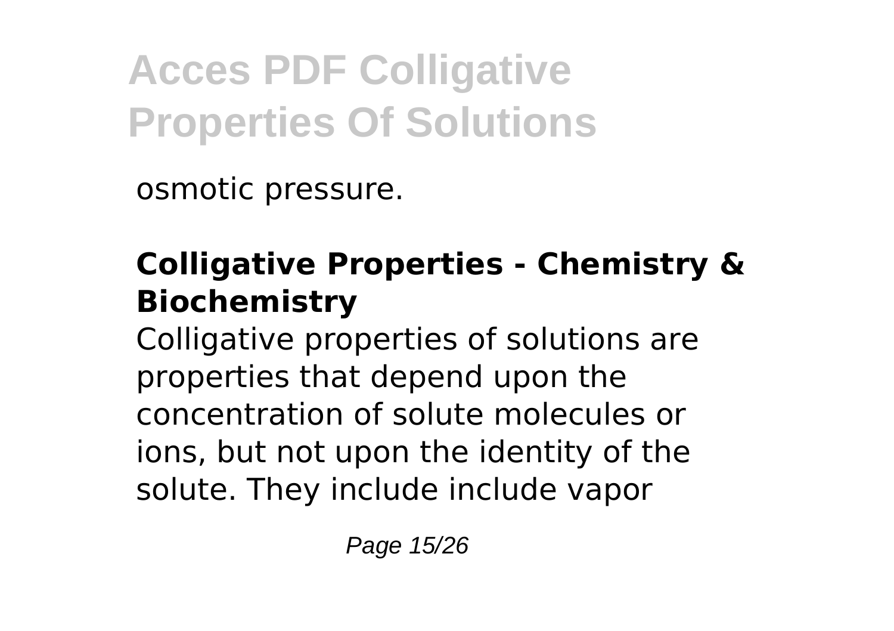osmotic pressure.

## Colligative Properties - Chemistry & Biochemistry

Colligative properties of solutions are properties that depend upon the concentration of solute molecules or ions, but not upon the identity of the solute. They include include vapor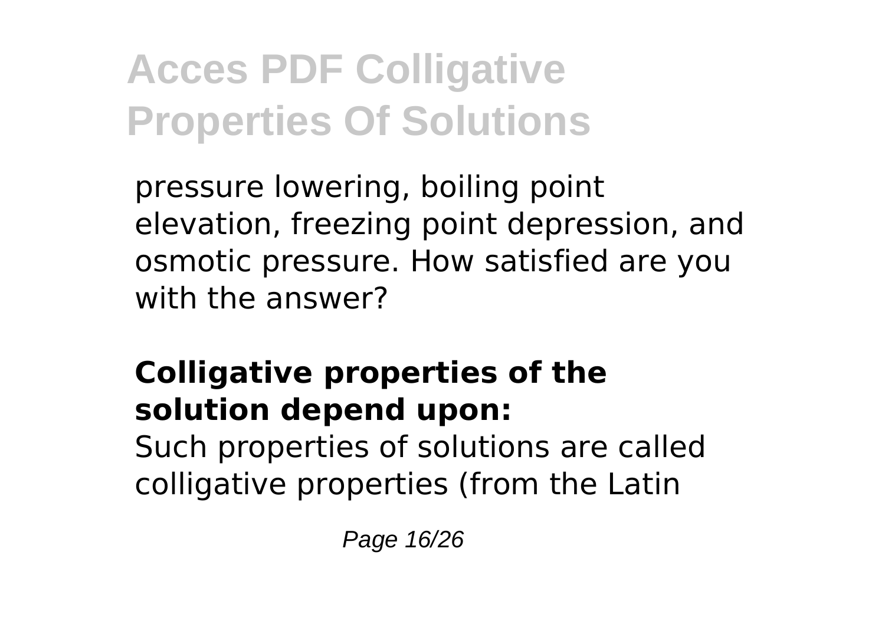pressure lowering, boiling point elevation, freezing point depression, and osmotic pressure. How satisfied are you with the answer?

**Colligative properties of the solution depend upon:**

Such properties of solutions are called colligative properties (from the Latin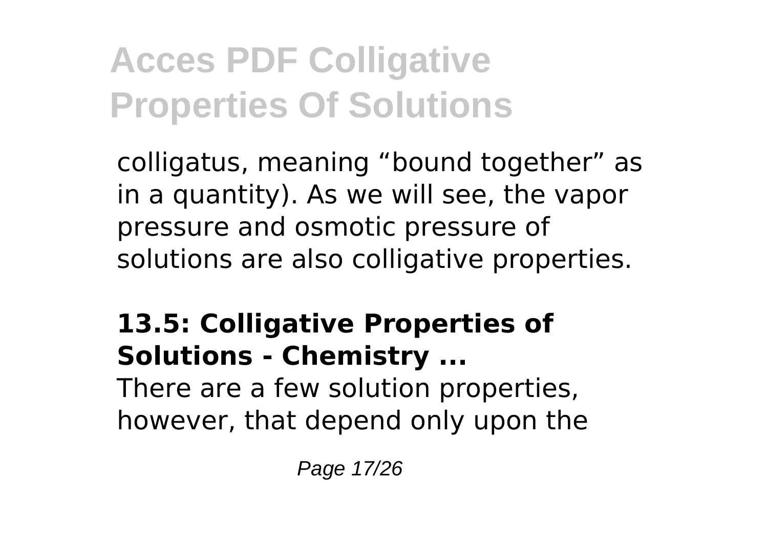colligatus, meaning “bound together” as in a quantity). As we will see, the vapor pressure and osmotic pressure of solutions are also colligative properties.

## 13.5: Colligative Properties of Solutions - Chemistry ...

There are a few solution properties, however, that depend only upon the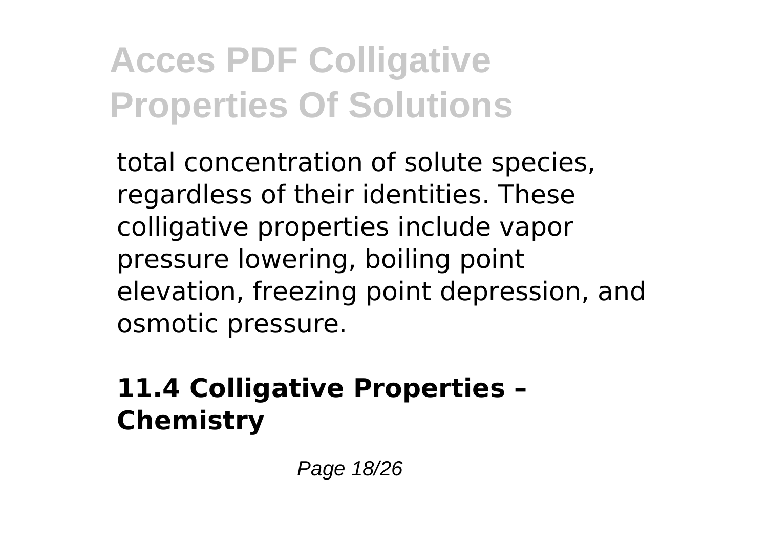total concentration of solute species, regardless of their identities. These colligative properties include vapor pressure lowering, boiling point elevation, freezing point depression, and osmotic pressure.

## 11.4 Colligative Properties – Chemistry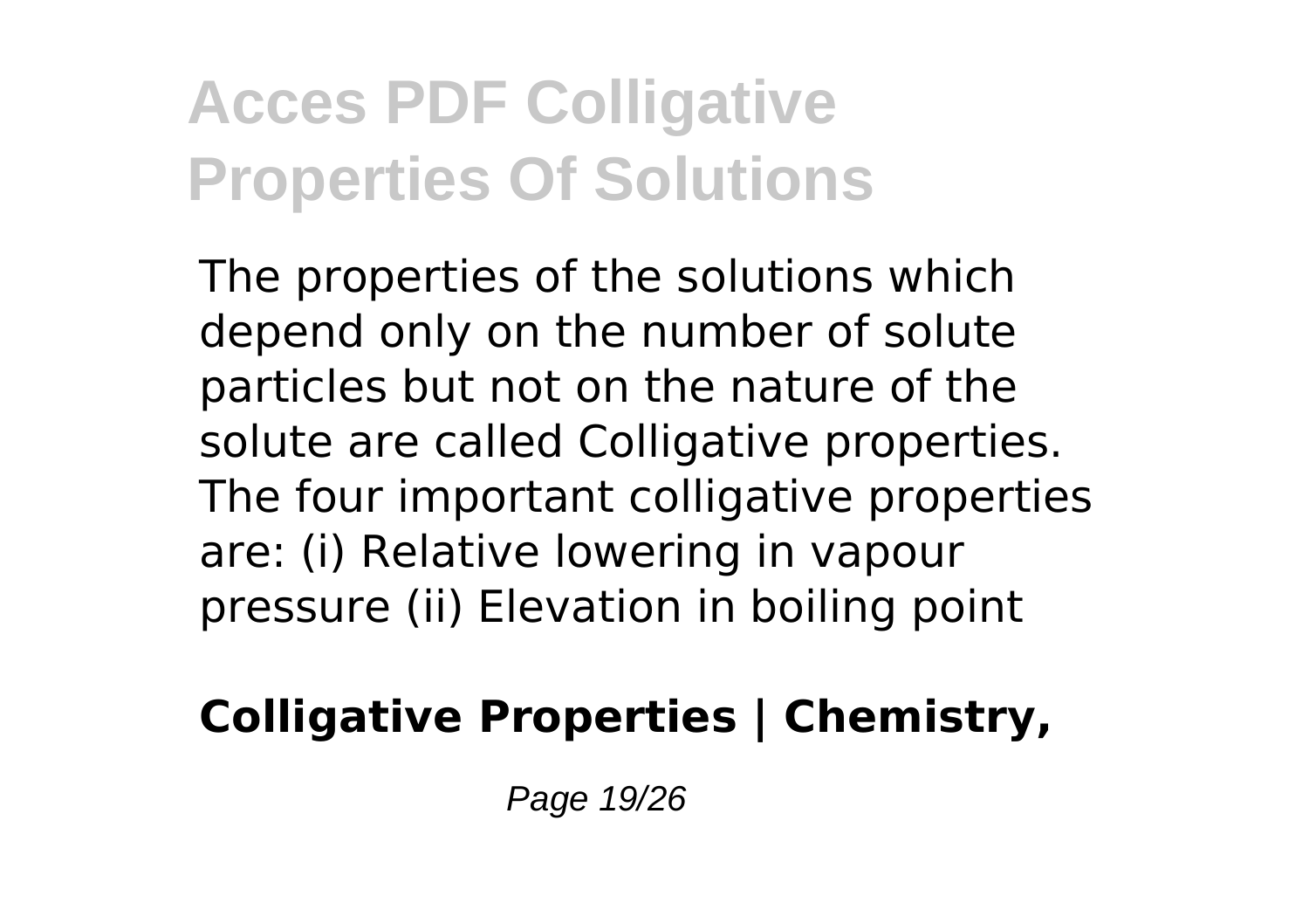# Acces PDF Colligative Properties Of Solutions

The properties of the solutions which depend only on the number of solute particles but not on the nature of the solute are called Colligative properties. The four important colligative properties are: (i) Relative lowering in vapour pressure (ii) Elevation in boiling point

**Colligative Properties | Chemistry,**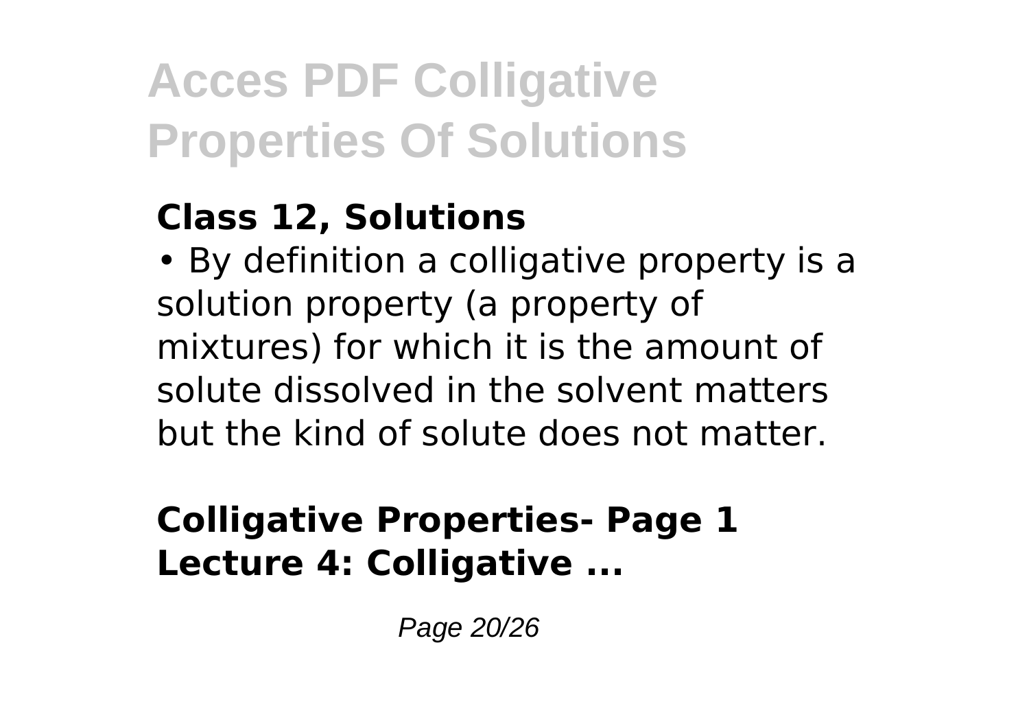# Acces PDF Colligative Properties Of Solutions

**Class 12, Solutions**

• By definition a colligative property is a solution property (a property of mixtures) for which it is the amount of solute dissolved in the solvent matters but the kind of solute does not matter.

**Colligative Properties- Page 1 Lecture 4: Colligative ...**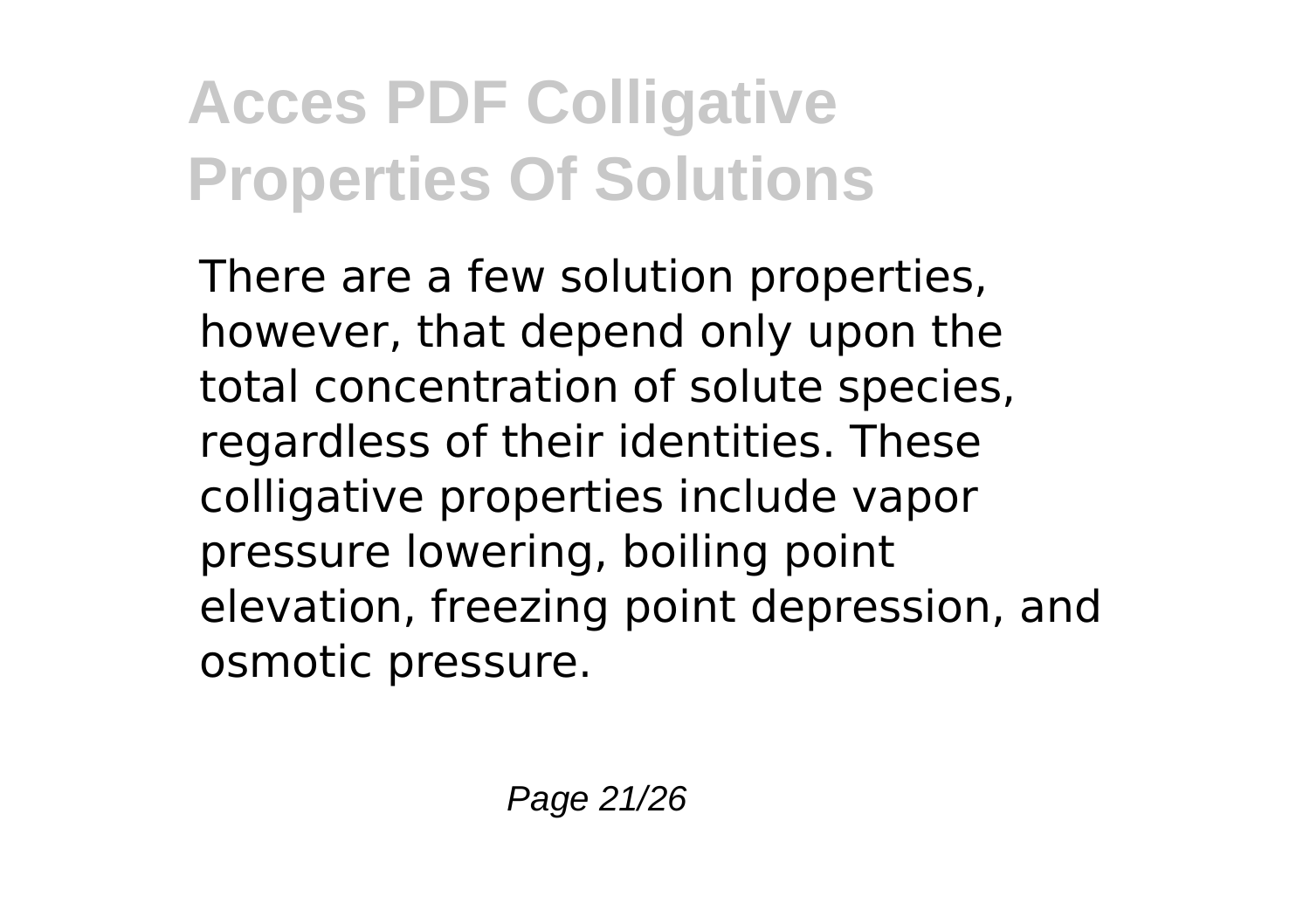There are a few solution properties, however, that depend only upon the total concentration of solute species, regardless of their identities. These colligative properties include vapor pressure lowering, boiling point elevation, freezing point depression, and osmotic pressure.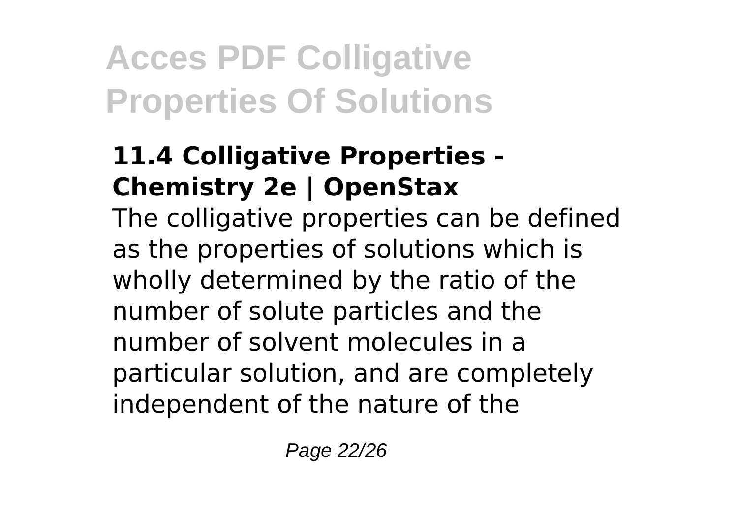### 11.4 Colligative Properties - Chemistry 2e | OpenStax

The colligative properties can be defined as the properties of solutions which is wholly determined by the ratio of the number of solute particles and the number of solvent molecules in a particular solution, and are completely independent of the nature of the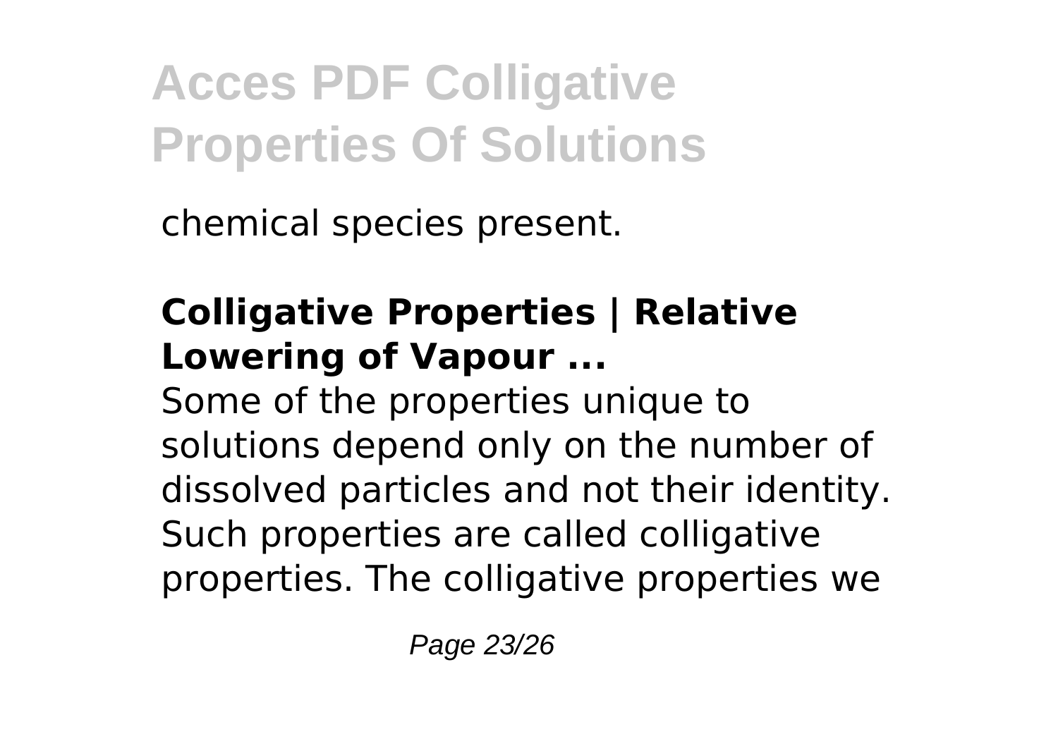chemical species present.

## Colligative Properties | Relative Lowering of Vapour ...

Some of the properties unique to solutions depend only on the number of dissolved particles and not their identity. Such properties are called colligative properties. The colligative properties we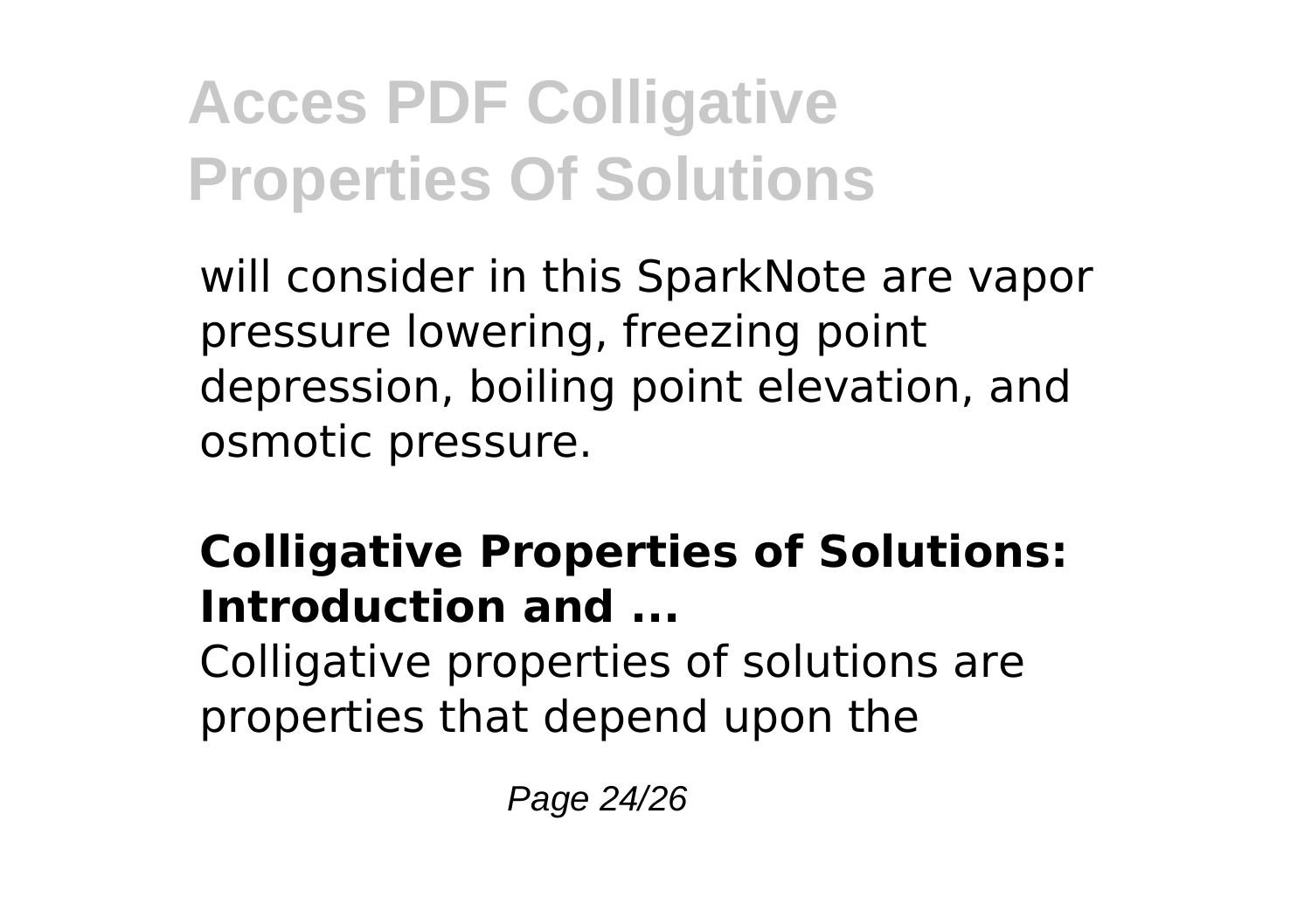will consider in this SparkNote are vapor pressure lowering, freezing point depression, boiling point elevation, and osmotic pressure.

**Colligative Properties of Solutions: Introduction and ...**

Colligative properties of solutions are properties that depend upon the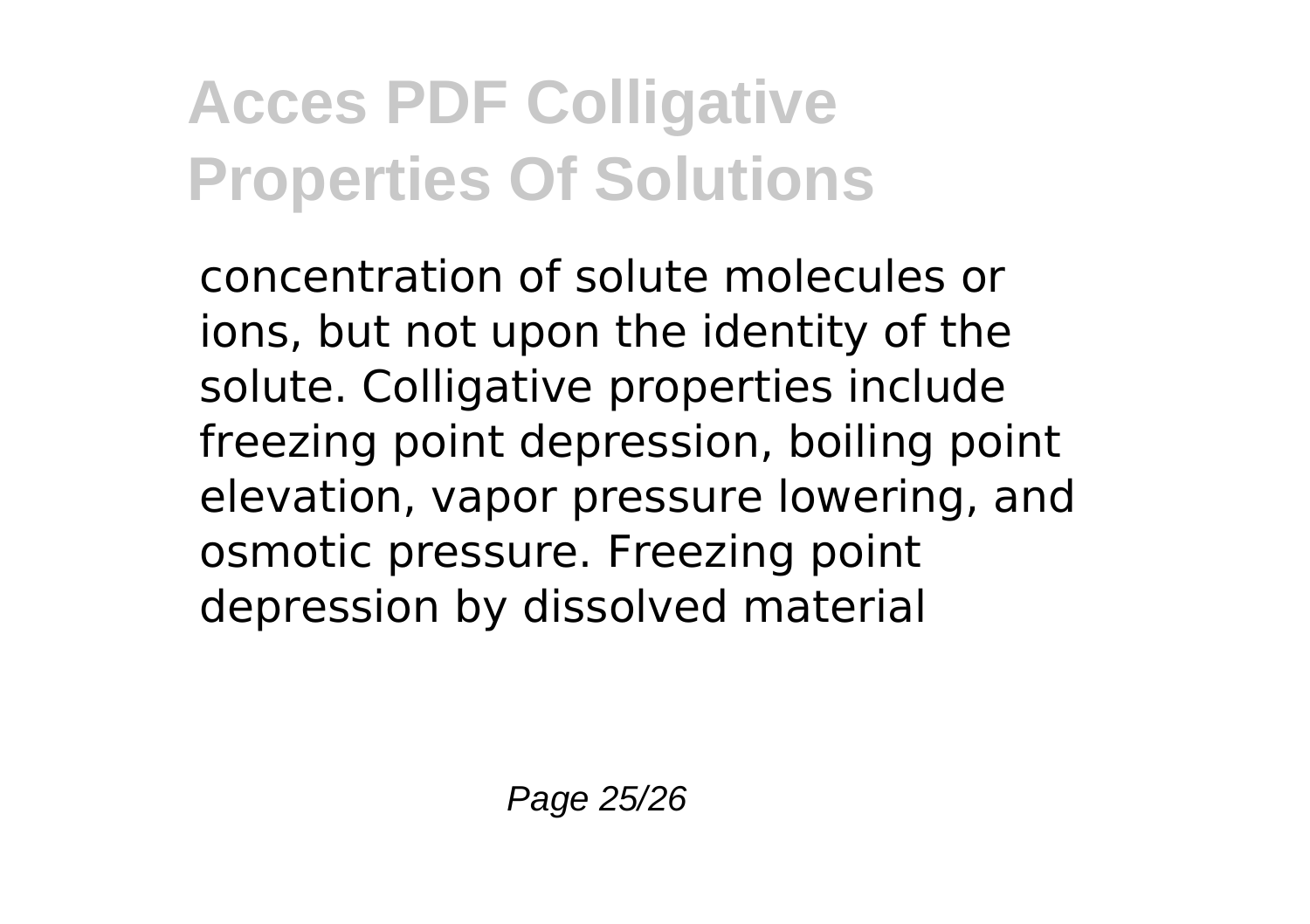concentration of solute molecules or ions, but not upon the identity of the solute. Colligative properties include freezing point depression, boiling point elevation, vapor pressure lowering, and osmotic pressure. Freezing point depression by dissolved material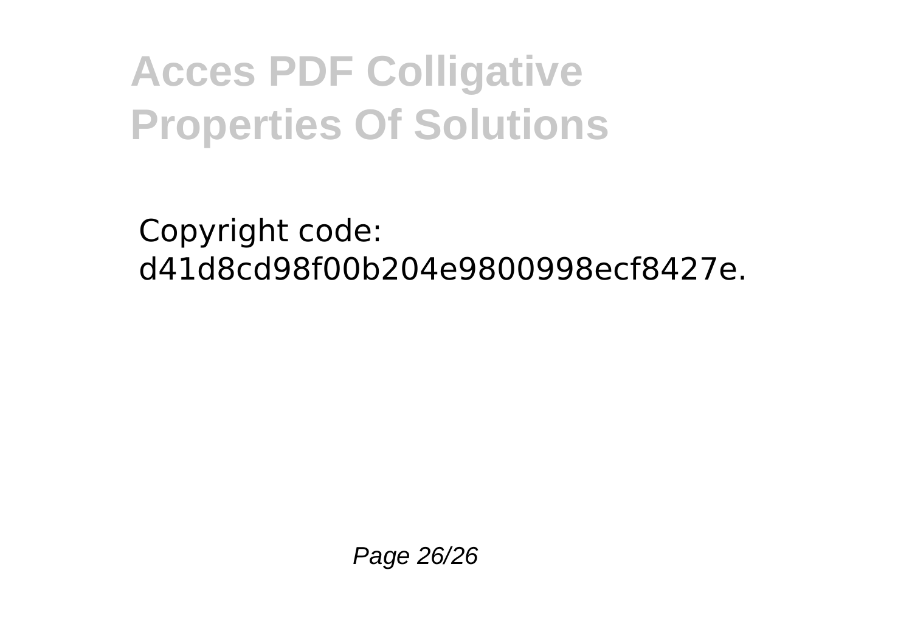Copyright code: d41d8cd98f00b204e9800998ecf8427e.